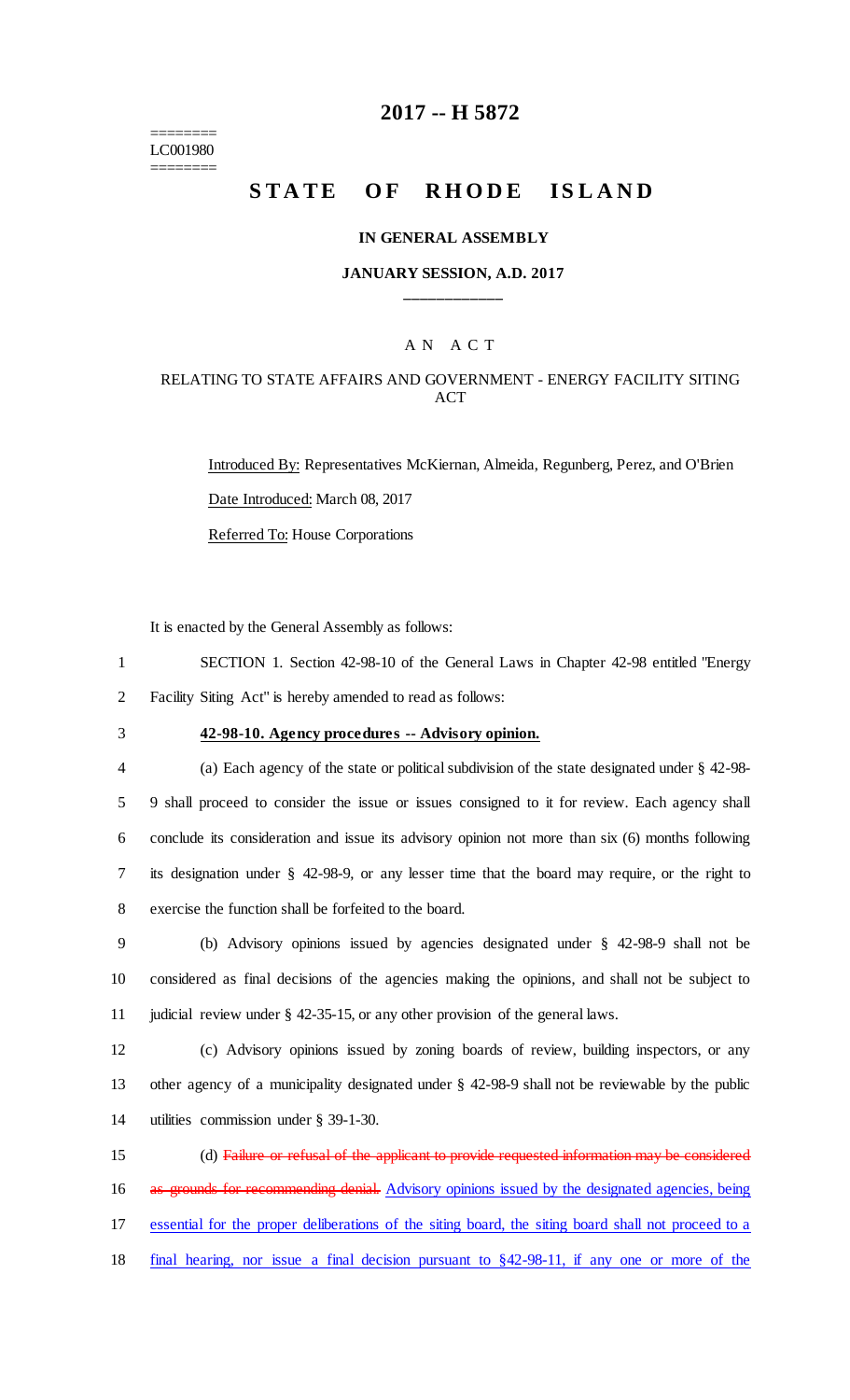========
LC001980
========

# 2017 -- H 5872

## STATE OF RHODE ISLAND

### IN GENERAL ASSEMBLY

### JANUARY SESSION, A.D. 2017

____________

A N A C T

RELATING TO STATE AFFAIRS AND GOVERNMENT - ENERGY FACILITY SITING ACT

Introduced By: Representatives McKiernan, Almeida, Regunberg, Perez, and O'Brien

Date Introduced: March 08, 2017

Referred To: House Corporations

It is enacted by the General Assembly as follows:

1 SECTION 1. Section 42-98-10 of the General Laws in Chapter 42-98 entitled "Energy
2 Facility Siting Act" is hereby amended to read as follows:

3 **42-98-10. Agency procedures -- Advisory opinion.**

4 (a) Each agency of the state or political subdivision of the state designated under § 42-98-
5 9 shall proceed to consider the issue or issues consigned to it for review. Each agency shall
6 conclude its consideration and issue its advisory opinion not more than six (6) months following
7 its designation under § 42-98-9, or any lesser time that the board may require, or the right to
8 exercise the function shall be forfeited to the board.

9 (b) Advisory opinions issued by agencies designated under § 42-98-9 shall not be
10 considered as final decisions of the agencies making the opinions, and shall not be subject to
11 judicial review under § 42-35-15, or any other provision of the general laws.

12 (c) Advisory opinions issued by zoning boards of review, building inspectors, or any
13 other agency of a municipality designated under § 42-98-9 shall not be reviewable by the public
14 utilities commission under § 39-1-30.

15 (d) ~~Failure or refusal of the applicant to provide requested information may be considered~~
16 ~~as grounds for recommending denial.~~ Advisory opinions issued by the designated agencies, being
17 essential for the proper deliberations of the siting board, the siting board shall not proceed to a
18 final hearing, nor issue a final decision pursuant to §42-98-11, if any one or more of the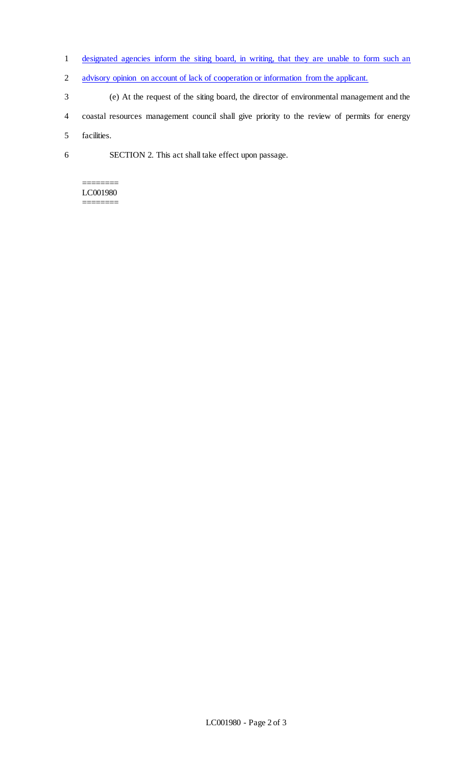designated agencies inform the siting board, in writing, that they are unable to form such an advisory opinion on account of lack of cooperation or information from the applicant.

(e) At the request of the siting board, the director of environmental management and the coastal resources management council shall give priority to the review of permits for energy facilities.

SECTION 2. This act shall take effect upon passage.

========
LC001980
========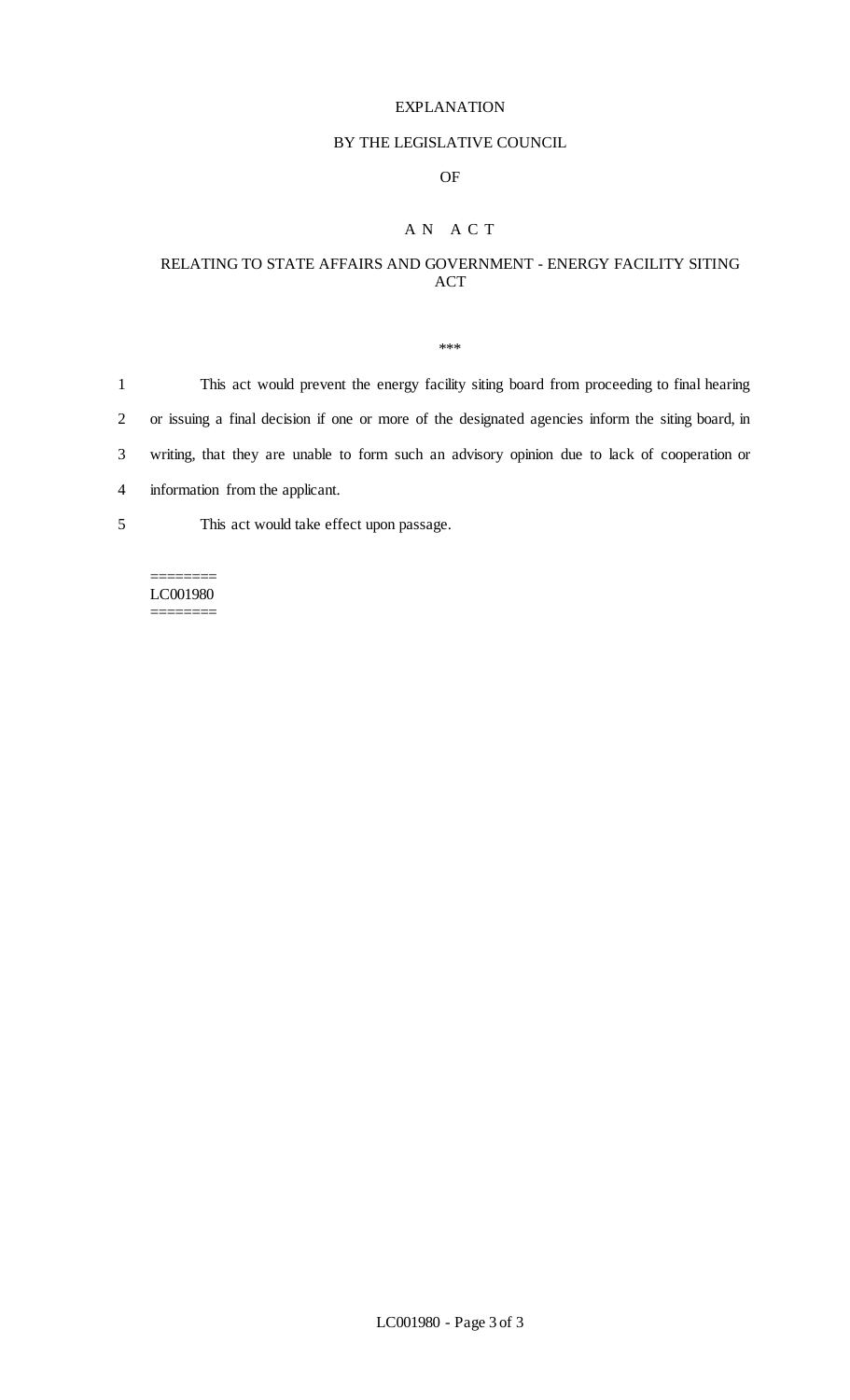EXPLANATION

BY THE LEGISLATIVE COUNCIL

OF

A N A C T

RELATING TO STATE AFFAIRS AND GOVERNMENT - ENERGY FACILITY SITING ACT

***

1 This act would prevent the energy facility siting board from proceeding to final hearing
2 or issuing a final decision if one or more of the designated agencies inform the siting board, in
3 writing, that they are unable to form such an advisory opinion due to lack of cooperation or
4 information from the applicant.

5 This act would take effect upon passage.

========
LC001980
========